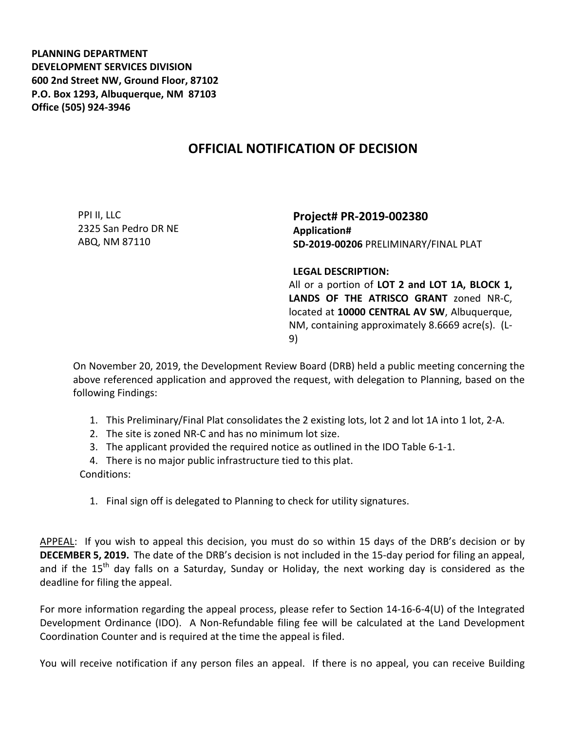**PLANNING DEPARTMENT**
**DEVELOPMENT SERVICES DIVISION**
**600 2nd Street NW, Ground Floor, 87102**
**P.O. Box 1293, Albuquerque, NM 87103**
**Office (505) 924-3946**

# OFFICIAL NOTIFICATION OF DECISION

PPI II, LLC
2325 San Pedro DR NE
ABQ, NM 87110

**Project# PR-2019-002380**
**Application#**
**SD-2019-00206** PRELIMINARY/FINAL PLAT

**LEGAL DESCRIPTION:**
All or a portion of **LOT 2 and LOT 1A, BLOCK 1, LANDS OF THE ATRISCO GRANT** zoned NR-C, located at **10000 CENTRAL AV SW**, Albuquerque, NM, containing approximately 8.6669 acre(s). (L-9)

On November 20, 2019, the Development Review Board (DRB) held a public meeting concerning the above referenced application and approved the request, with delegation to Planning, based on the following Findings:

1. This Preliminary/Final Plat consolidates the 2 existing lots, lot 2 and lot 1A into 1 lot, 2-A.
2. The site is zoned NR-C and has no minimum lot size.
3. The applicant provided the required notice as outlined in the IDO Table 6-1-1.
4. There is no major public infrastructure tied to this plat.

Conditions:

1. Final sign off is delegated to Planning to check for utility signatures.

APPEAL: If you wish to appeal this decision, you must do so within 15 days of the DRB's decision or by **DECEMBER 5, 2019.** The date of the DRB's decision is not included in the 15-day period for filing an appeal, and if the 15th day falls on a Saturday, Sunday or Holiday, the next working day is considered as the deadline for filing the appeal.

For more information regarding the appeal process, please refer to Section 14-16-6-4(U) of the Integrated Development Ordinance (IDO). A Non-Refundable filing fee will be calculated at the Land Development Coordination Counter and is required at the time the appeal is filed.

You will receive notification if any person files an appeal. If there is no appeal, you can receive Building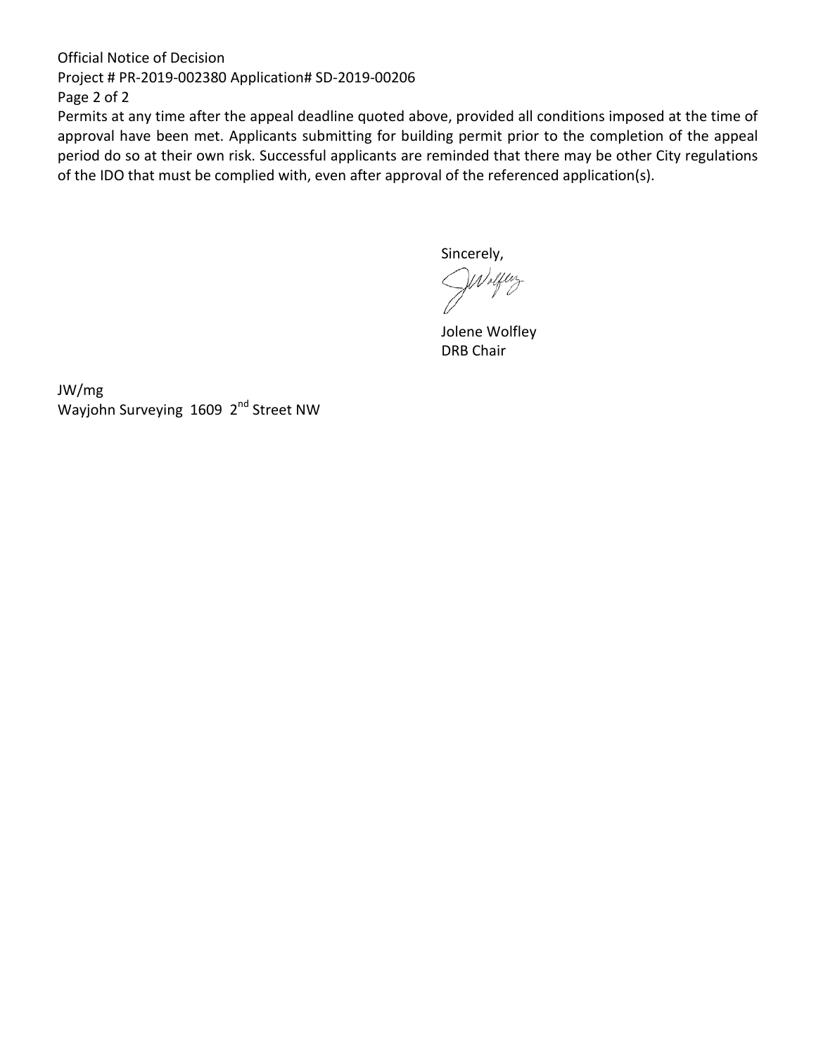Official Notice of Decision
Project # PR-2019-002380 Application# SD-2019-00206

Permits at any time after the appeal deadline quoted above, provided all conditions imposed at the time of approval have been met. Applicants submitting for building permit prior to the completion of the appeal period do so at their own risk. Successful applicants are reminded that there may be other City regulations of the IDO that must be complied with, even after approval of the referenced application(s).

Sincerely,

Jolene Wolfley
DRB Chair

JW/mg
Wayjohn Surveying 1609 2nd Street NW